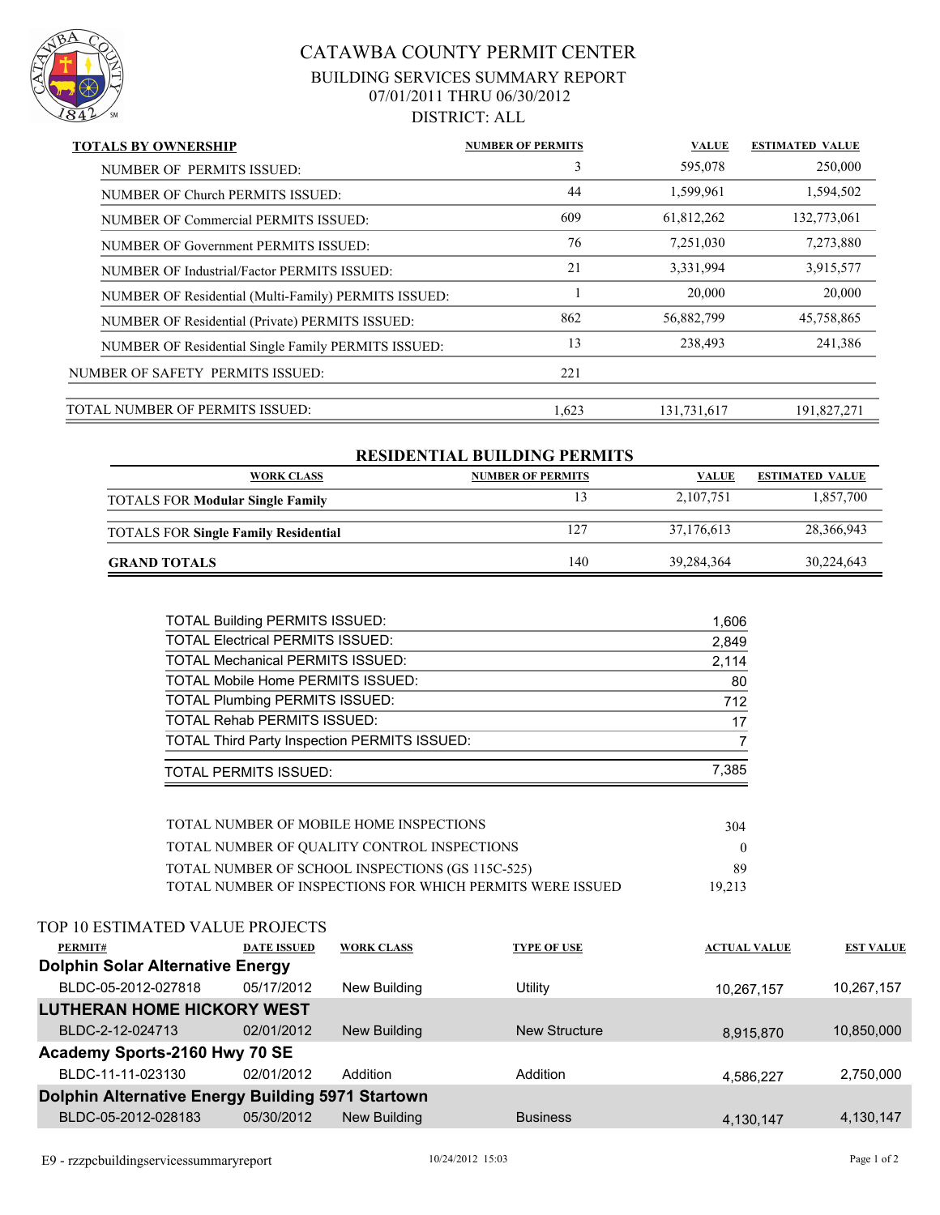# CATAWBA COUNTY PERMIT CENTER

## BUILDING SERVICES SUMMARY REPORT

07/01/2011 THRU 06/30/2012

DISTRICT: ALL

| TOTALS BY OWNERSHIP | NUMBER OF PERMITS | VALUE | ESTIMATED VALUE |
|---|---|---|---|
| NUMBER OF PERMITS ISSUED: | 3 | 595,078 | 250,000 |
| NUMBER OF Church PERMITS ISSUED: | 44 | 1,599,961 | 1,594,502 |
| NUMBER OF Commercial PERMITS ISSUED: | 609 | 61,812,262 | 132,773,061 |
| NUMBER OF Government PERMITS ISSUED: | 76 | 7,251,030 | 7,273,880 |
| NUMBER OF Industrial/Factor PERMITS ISSUED: | 21 | 3,331,994 | 3,915,577 |
| NUMBER OF Residential (Multi-Family) PERMITS ISSUED: | 1 | 20,000 | 20,000 |
| NUMBER OF Residential (Private) PERMITS ISSUED: | 862 | 56,882,799 | 45,758,865 |
| NUMBER OF Residential Single Family PERMITS ISSUED: | 13 | 238,493 | 241,386 |
| NUMBER OF SAFETY PERMITS ISSUED: | 221 | | |
| TOTAL NUMBER OF PERMITS ISSUED: | 1,623 | 131,731,617 | 191,827,271 |

### RESIDENTIAL BUILDING PERMITS

| WORK CLASS | NUMBER OF PERMITS | VALUE | ESTIMATED VALUE |
|---|---|---|---|
| TOTALS FOR **Modular Single Family** | 13 | 2,107,751 | 1,857,700 |
| TOTALS FOR **Single Family Residential** | 127 | 37,176,613 | 28,366,943 |
| **GRAND TOTALS** | 140 | 39,284,364 | 30,224,643 |

| | |
|---|---|
| TOTAL Building PERMITS ISSUED: | 1,606 |
| TOTAL Electrical PERMITS ISSUED: | 2,849 |
| TOTAL Mechanical PERMITS ISSUED: | 2,114 |
| TOTAL Mobile Home PERMITS ISSUED: | 80 |
| TOTAL Plumbing PERMITS ISSUED: | 712 |
| TOTAL Rehab PERMITS ISSUED: | 17 |
| TOTAL Third Party Inspection PERMITS ISSUED: | 7 |
| TOTAL PERMITS ISSUED: | 7,385 |

| | |
|---|---|
| TOTAL NUMBER OF MOBILE HOME INSPECTIONS | 304 |
| TOTAL NUMBER OF QUALITY CONTROL INSPECTIONS | 0 |
| TOTAL NUMBER OF SCHOOL INSPECTIONS (GS 115C-525) | 89 |
| TOTAL NUMBER OF INSPECTIONS FOR WHICH PERMITS WERE ISSUED | 19,213 |

### TOP 10 ESTIMATED VALUE PROJECTS

| PERMIT# | DATE ISSUED | WORK CLASS | TYPE OF USE | ACTUAL VALUE | EST VALUE |
|---|---|---|---|---|---|
| **Dolphin Solar Alternative Energy** | | | | | |
| BLDC-05-2012-027818 | 05/17/2012 | New Building | Utility | 10,267,157 | 10,267,157 |
| **LUTHERAN HOME HICKORY WEST** | | | | | |
| BLDC-2-12-024713 | 02/01/2012 | New Building | New Structure | 8,915,870 | 10,850,000 |
| **Academy Sports-2160 Hwy 70 SE** | | | | | |
| BLDC-11-11-023130 | 02/01/2012 | Addition | Addition | 4,586,227 | 2,750,000 |
| **Dolphin Alternative Energy Building 5971 Startown** | | | | | |
| BLDC-05-2012-028183 | 05/30/2012 | New Building | Business | 4,130,147 | 4,130,147 |

E9 - rzzpcbuildingservicessummaryreport 10/24/2012 15:03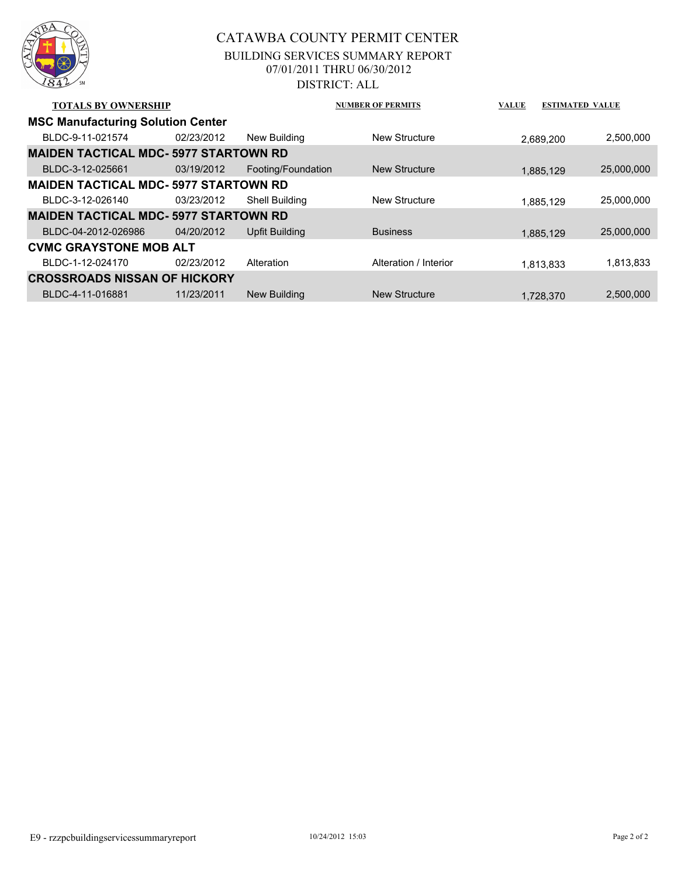# CATAWBA COUNTY PERMIT CENTER

BUILDING SERVICES SUMMARY REPORT

07/01/2011 THRU 06/30/2012

DISTRICT: ALL

| TOTALS BY OWNERSHIP | | | NUMBER OF PERMITS | VALUE | ESTIMATED VALUE |
|---|---|---|---|---|---|
| **MSC Manufacturing Solution Center** | | | | | |
| BLDC-9-11-021574 | 02/23/2012 | New Building | New Structure | 2,689,200 | 2,500,000 |
| **MAIDEN TACTICAL MDC- 5977 STARTOWN RD** | | | | | |
| BLDC-3-12-025661 | 03/19/2012 | Footing/Foundation | New Structure | 1,885,129 | 25,000,000 |
| **MAIDEN TACTICAL MDC- 5977 STARTOWN RD** | | | | | |
| BLDC-3-12-026140 | 03/23/2012 | Shell Building | New Structure | 1,885,129 | 25,000,000 |
| **MAIDEN TACTICAL MDC- 5977 STARTOWN RD** | | | | | |
| BLDC-04-2012-026986 | 04/20/2012 | Upfit Building | Business | 1,885,129 | 25,000,000 |
| **CVMC GRAYSTONE MOB ALT** | | | | | |
| BLDC-1-12-024170 | 02/23/2012 | Alteration | Alteration / Interior | 1,813,833 | 1,813,833 |
| **CROSSROADS NISSAN OF HICKORY** | | | | | |
| BLDC-4-11-016881 | 11/23/2011 | New Building | New Structure | 1,728,370 | 2,500,000 |

E9 - rzzpcbuildingservicessummaryreport 10/24/2012 15:03